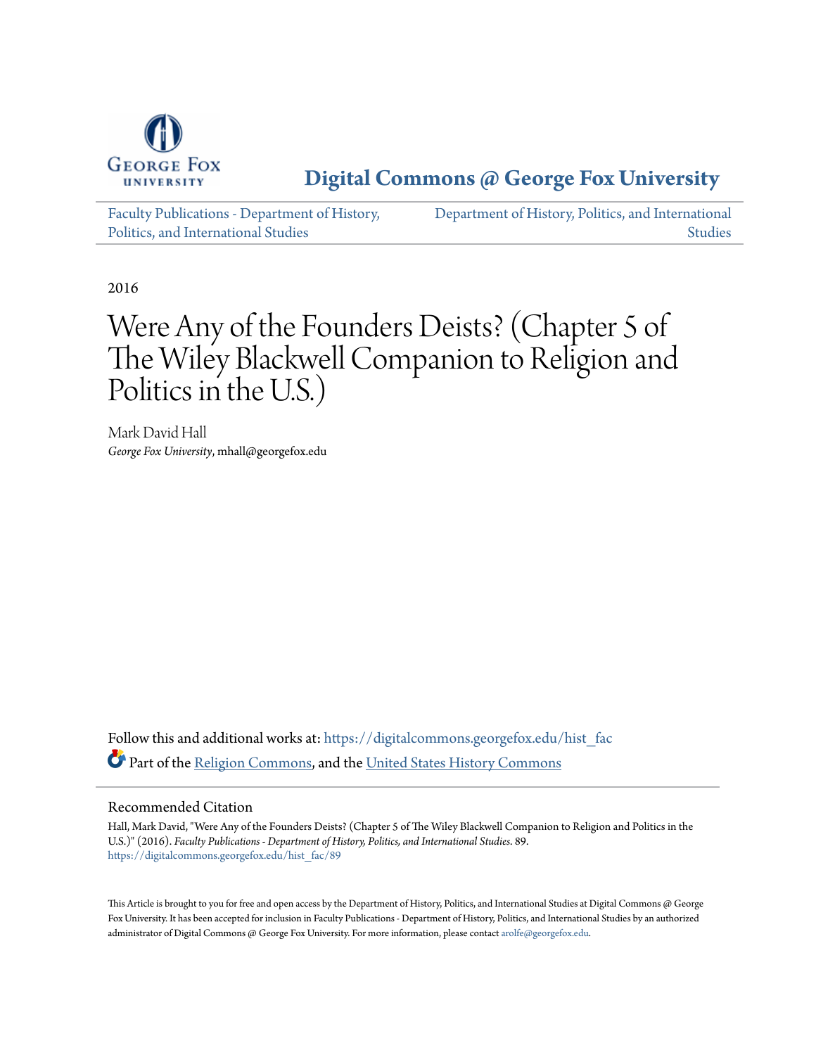George Fox University

**Digital Commons @ George Fox University**

Faculty Publications - Department of History, Politics, and International Studies

Department of History, Politics, and International Studies

2016

# Were Any of the Founders Deists? (Chapter 5 of The Wiley Blackwell Companion to Religion and Politics in the U.S.)

Mark David Hall
*George Fox University*, mhall@georgefox.edu

Follow this and additional works at: https://digitalcommons.georgefox.edu/hist_fac

Part of the Religion Commons, and the United States History Commons

## Recommended Citation

Hall, Mark David, "Were Any of the Founders Deists? (Chapter 5 of The Wiley Blackwell Companion to Religion and Politics in the U.S.)" (2016). *Faculty Publications - Department of History, Politics, and International Studies*. 89.
https://digitalcommons.georgefox.edu/hist_fac/89

This Article is brought to you for free and open access by the Department of History, Politics, and International Studies at Digital Commons @ George Fox University. It has been accepted for inclusion in Faculty Publications - Department of History, Politics, and International Studies by an authorized administrator of Digital Commons @ George Fox University. For more information, please contact arolfe@georgefox.edu.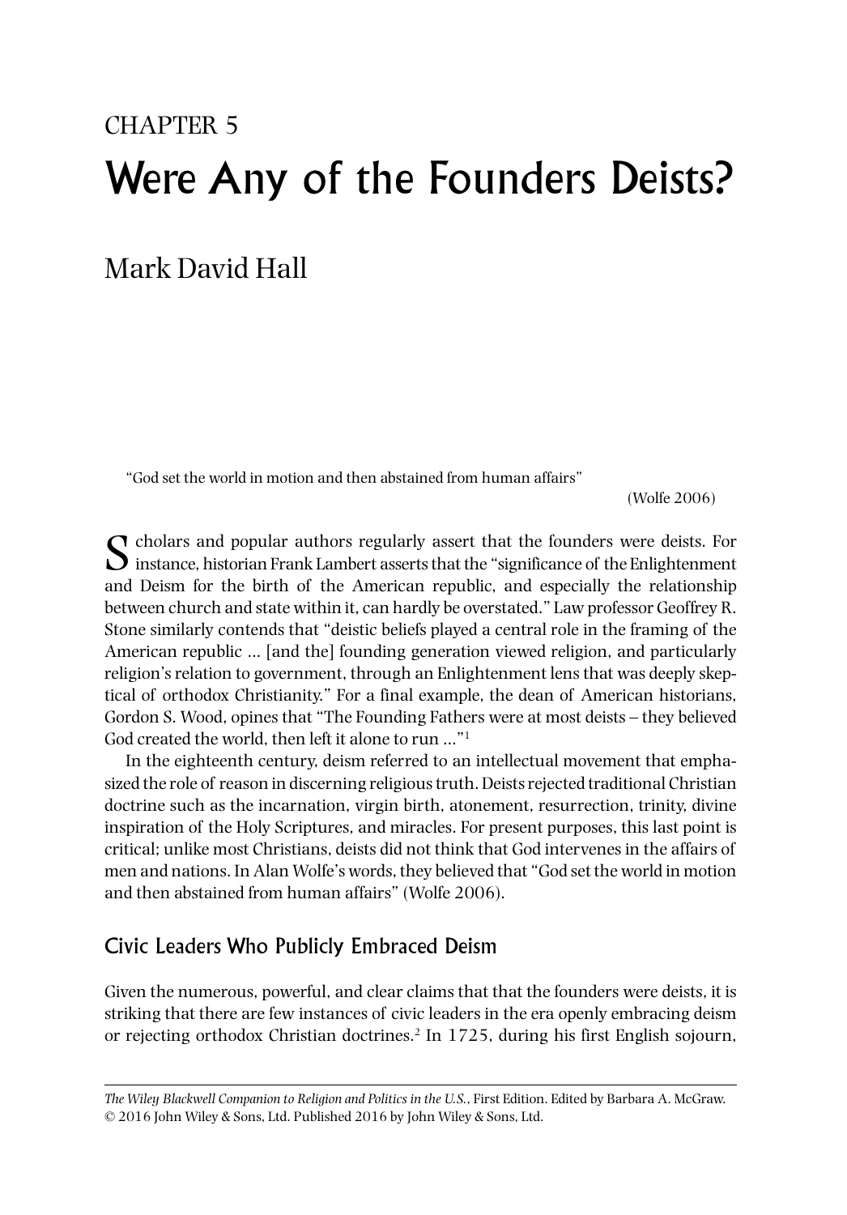CHAPTER 5

# Were Any of the Founders Deists?

Mark David Hall

"God set the world in motion and then abstained from human affairs"

(Wolfe 2006)

Scholars and popular authors regularly assert that the founders were deists. For instance, historian Frank Lambert asserts that the "significance of the Enlightenment and Deism for the birth of the American republic, and especially the relationship between church and state within it, can hardly be overstated." Law professor Geoffrey R. Stone similarly contends that "deistic beliefs played a central role in the framing of the American republic … [and the] founding generation viewed religion, and particularly religion's relation to government, through an Enlightenment lens that was deeply skeptical of orthodox Christianity." For a final example, the dean of American historians, Gordon S. Wood, opines that "The Founding Fathers were at most deists – they believed God created the world, then left it alone to run …"[1]

In the eighteenth century, deism referred to an intellectual movement that emphasized the role of reason in discerning religious truth. Deists rejected traditional Christian doctrine such as the incarnation, virgin birth, atonement, resurrection, trinity, divine inspiration of the Holy Scriptures, and miracles. For present purposes, this last point is critical; unlike most Christians, deists did not think that God intervenes in the affairs of men and nations. In Alan Wolfe's words, they believed that "God set the world in motion and then abstained from human affairs" (Wolfe 2006).

## Civic Leaders Who Publicly Embraced Deism

Given the numerous, powerful, and clear claims that that the founders were deists, it is striking that there are few instances of civic leaders in the era openly embracing deism or rejecting orthodox Christian doctrines.[2] In 1725, during his first English sojourn,

*The Wiley Blackwell Companion to Religion and Politics in the U.S.*, First Edition. Edited by Barbara A. McGraw.
© 2016 John Wiley & Sons, Ltd. Published 2016 by John Wiley & Sons, Ltd.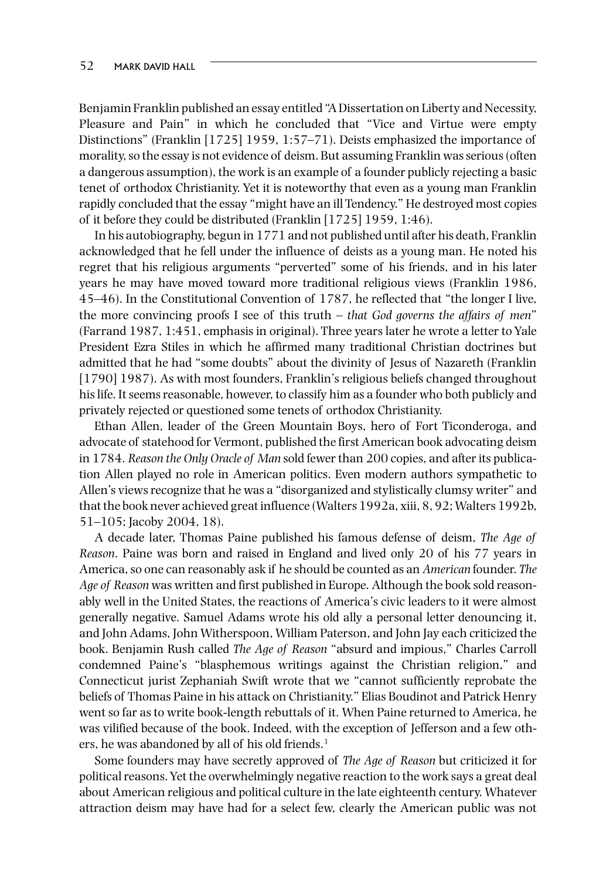Benjamin Franklin published an essay entitled "A Dissertation on Liberty and Necessity, Pleasure and Pain" in which he concluded that "Vice and Virtue were empty Distinctions" (Franklin [1725] 1959, 1:57–71). Deists emphasized the importance of morality, so the essay is not evidence of deism. But assuming Franklin was serious (often a dangerous assumption), the work is an example of a founder publicly rejecting a basic tenet of orthodox Christianity. Yet it is noteworthy that even as a young man Franklin rapidly concluded that the essay "might have an ill Tendency." He destroyed most copies of it before they could be distributed (Franklin [1725] 1959, 1:46).

In his autobiography, begun in 1771 and not published until after his death, Franklin acknowledged that he fell under the influence of deists as a young man. He noted his regret that his religious arguments "perverted" some of his friends, and in his later years he may have moved toward more traditional religious views (Franklin 1986, 45–46). In the Constitutional Convention of 1787, he reflected that "the longer I live, the more convincing proofs I see of this truth – *that God governs the affairs of men*" (Farrand 1987, 1:451, emphasis in original). Three years later he wrote a letter to Yale President Ezra Stiles in which he affirmed many traditional Christian doctrines but admitted that he had "some doubts" about the divinity of Jesus of Nazareth (Franklin [1790] 1987). As with most founders, Franklin's religious beliefs changed throughout his life. It seems reasonable, however, to classify him as a founder who both publicly and privately rejected or questioned some tenets of orthodox Christianity.

Ethan Allen, leader of the Green Mountain Boys, hero of Fort Ticonderoga, and advocate of statehood for Vermont, published the first American book advocating deism in 1784. *Reason the Only Oracle of Man* sold fewer than 200 copies, and after its publication Allen played no role in American politics. Even modern authors sympathetic to Allen's views recognize that he was a "disorganized and stylistically clumsy writer" and that the book never achieved great influence (Walters 1992a, xiii, 8, 92; Walters 1992b, 51–105; Jacoby 2004, 18).

A decade later, Thomas Paine published his famous defense of deism, *The Age of Reason*. Paine was born and raised in England and lived only 20 of his 77 years in America, so one can reasonably ask if he should be counted as an *American* founder. *The Age of Reason* was written and first published in Europe. Although the book sold reasonably well in the United States, the reactions of America's civic leaders to it were almost generally negative. Samuel Adams wrote his old ally a personal letter denouncing it, and John Adams, John Witherspoon, William Paterson, and John Jay each criticized the book. Benjamin Rush called *The Age of Reason* "absurd and impious," Charles Carroll condemned Paine's "blasphemous writings against the Christian religion," and Connecticut jurist Zephaniah Swift wrote that we "cannot sufficiently reprobate the beliefs of Thomas Paine in his attack on Christianity." Elias Boudinot and Patrick Henry went so far as to write book-length rebuttals of it. When Paine returned to America, he was vilified because of the book. Indeed, with the exception of Jefferson and a few others, he was abandoned by all of his old friends.[3]

Some founders may have secretly approved of *The Age of Reason* but criticized it for political reasons. Yet the overwhelmingly negative reaction to the work says a great deal about American religious and political culture in the late eighteenth century. Whatever attraction deism may have had for a select few, clearly the American public was not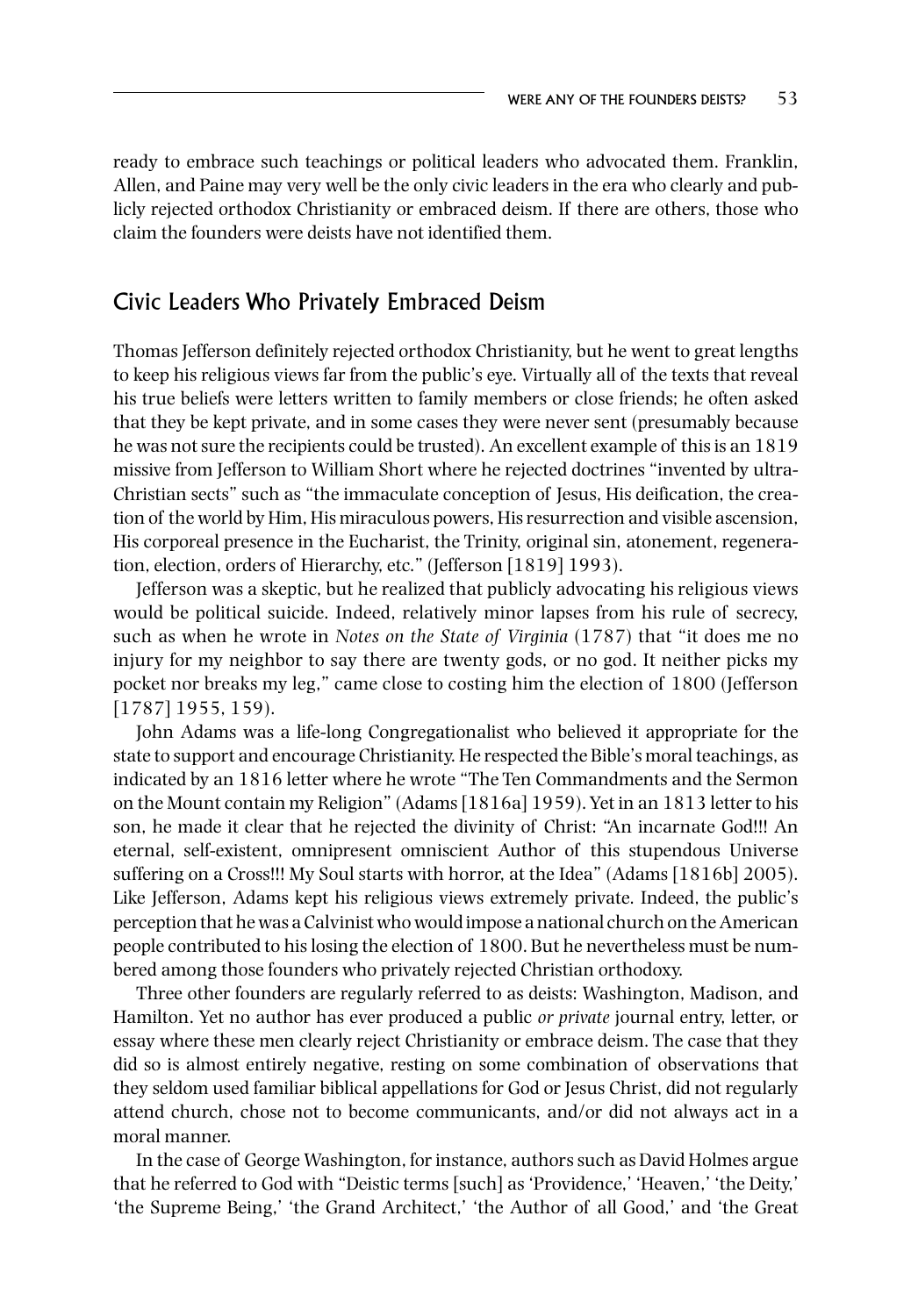ready to embrace such teachings or political leaders who advocated them. Franklin, Allen, and Paine may very well be the only civic leaders in the era who clearly and publicly rejected orthodox Christianity or embraced deism. If there are others, those who claim the founders were deists have not identified them.

## Civic Leaders Who Privately Embraced Deism

Thomas Jefferson definitely rejected orthodox Christianity, but he went to great lengths to keep his religious views far from the public's eye. Virtually all of the texts that reveal his true beliefs were letters written to family members or close friends; he often asked that they be kept private, and in some cases they were never sent (presumably because he was not sure the recipients could be trusted). An excellent example of this is an 1819 missive from Jefferson to William Short where he rejected doctrines "invented by ultra-Christian sects" such as "the immaculate conception of Jesus, His deification, the creation of the world by Him, His miraculous powers, His resurrection and visible ascension, His corporeal presence in the Eucharist, the Trinity, original sin, atonement, regeneration, election, orders of Hierarchy, etc." (Jefferson [1819] 1993).

Jefferson was a skeptic, but he realized that publicly advocating his religious views would be political suicide. Indeed, relatively minor lapses from his rule of secrecy, such as when he wrote in *Notes on the State of Virginia* (1787) that "it does me no injury for my neighbor to say there are twenty gods, or no god. It neither picks my pocket nor breaks my leg," came close to costing him the election of 1800 (Jefferson [1787] 1955, 159).

John Adams was a life-long Congregationalist who believed it appropriate for the state to support and encourage Christianity. He respected the Bible's moral teachings, as indicated by an 1816 letter where he wrote "The Ten Commandments and the Sermon on the Mount contain my Religion" (Adams [1816a] 1959). Yet in an 1813 letter to his son, he made it clear that he rejected the divinity of Christ: "An incarnate God!!! An eternal, self-existent, omnipresent omniscient Author of this stupendous Universe suffering on a Cross!!! My Soul starts with horror, at the Idea" (Adams [1816b] 2005). Like Jefferson, Adams kept his religious views extremely private. Indeed, the public's perception that he was a Calvinist who would impose a national church on the American people contributed to his losing the election of 1800. But he nevertheless must be numbered among those founders who privately rejected Christian orthodoxy.

Three other founders are regularly referred to as deists: Washington, Madison, and Hamilton. Yet no author has ever produced a public *or private* journal entry, letter, or essay where these men clearly reject Christianity or embrace deism. The case that they did so is almost entirely negative, resting on some combination of observations that they seldom used familiar biblical appellations for God or Jesus Christ, did not regularly attend church, chose not to become communicants, and/or did not always act in a moral manner.

In the case of George Washington, for instance, authors such as David Holmes argue that he referred to God with "Deistic terms [such] as 'Providence,' 'Heaven,' 'the Deity,' 'the Supreme Being,' 'the Grand Architect,' 'the Author of all Good,' and 'the Great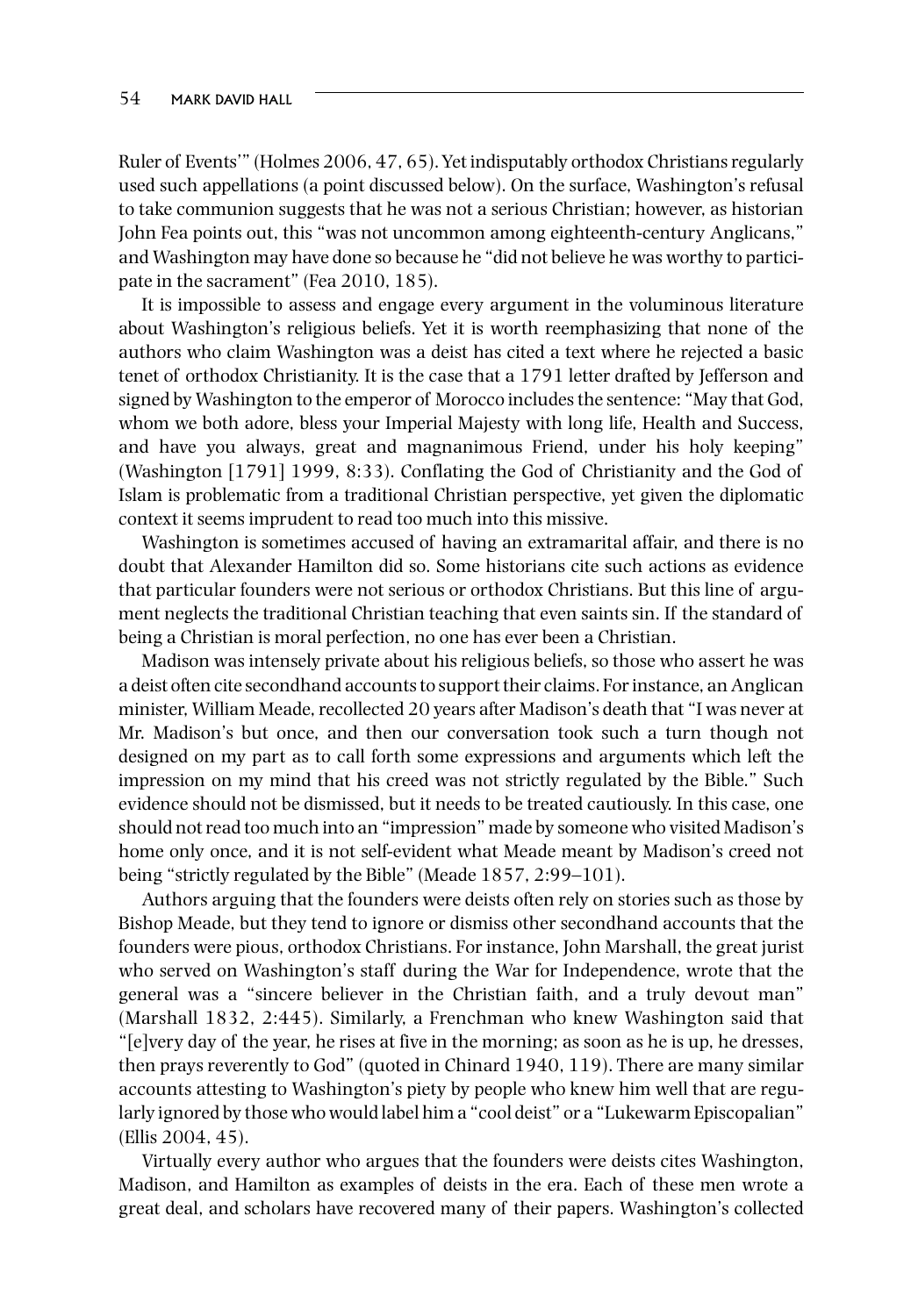Ruler of Events'" (Holmes 2006, 47, 65). Yet indisputably orthodox Christians regularly used such appellations (a point discussed below). On the surface, Washington's refusal to take communion suggests that he was not a serious Christian; however, as historian John Fea points out, this "was not uncommon among eighteenth-century Anglicans," and Washington may have done so because he "did not believe he was worthy to participate in the sacrament" (Fea 2010, 185).

It is impossible to assess and engage every argument in the voluminous literature about Washington's religious beliefs. Yet it is worth reemphasizing that none of the authors who claim Washington was a deist has cited a text where he rejected a basic tenet of orthodox Christianity. It is the case that a 1791 letter drafted by Jefferson and signed by Washington to the emperor of Morocco includes the sentence: "May that God, whom we both adore, bless your Imperial Majesty with long life, Health and Success, and have you always, great and magnanimous Friend, under his holy keeping" (Washington [1791] 1999, 8:33). Conflating the God of Christianity and the God of Islam is problematic from a traditional Christian perspective, yet given the diplomatic context it seems imprudent to read too much into this missive.

Washington is sometimes accused of having an extramarital affair, and there is no doubt that Alexander Hamilton did so. Some historians cite such actions as evidence that particular founders were not serious or orthodox Christians. But this line of argument neglects the traditional Christian teaching that even saints sin. If the standard of being a Christian is moral perfection, no one has ever been a Christian.

Madison was intensely private about his religious beliefs, so those who assert he was a deist often cite secondhand accounts to support their claims. For instance, an Anglican minister, William Meade, recollected 20 years after Madison's death that "I was never at Mr. Madison's but once, and then our conversation took such a turn though not designed on my part as to call forth some expressions and arguments which left the impression on my mind that his creed was not strictly regulated by the Bible." Such evidence should not be dismissed, but it needs to be treated cautiously. In this case, one should not read too much into an "impression" made by someone who visited Madison's home only once, and it is not self-evident what Meade meant by Madison's creed not being "strictly regulated by the Bible" (Meade 1857, 2:99–101).

Authors arguing that the founders were deists often rely on stories such as those by Bishop Meade, but they tend to ignore or dismiss other secondhand accounts that the founders were pious, orthodox Christians. For instance, John Marshall, the great jurist who served on Washington's staff during the War for Independence, wrote that the general was a "sincere believer in the Christian faith, and a truly devout man" (Marshall 1832, 2:445). Similarly, a Frenchman who knew Washington said that "[e]very day of the year, he rises at five in the morning; as soon as he is up, he dresses, then prays reverently to God" (quoted in Chinard 1940, 119). There are many similar accounts attesting to Washington's piety by people who knew him well that are regularly ignored by those who would label him a "cool deist" or a "Lukewarm Episcopalian" (Ellis 2004, 45).

Virtually every author who argues that the founders were deists cites Washington, Madison, and Hamilton as examples of deists in the era. Each of these men wrote a great deal, and scholars have recovered many of their papers. Washington's collected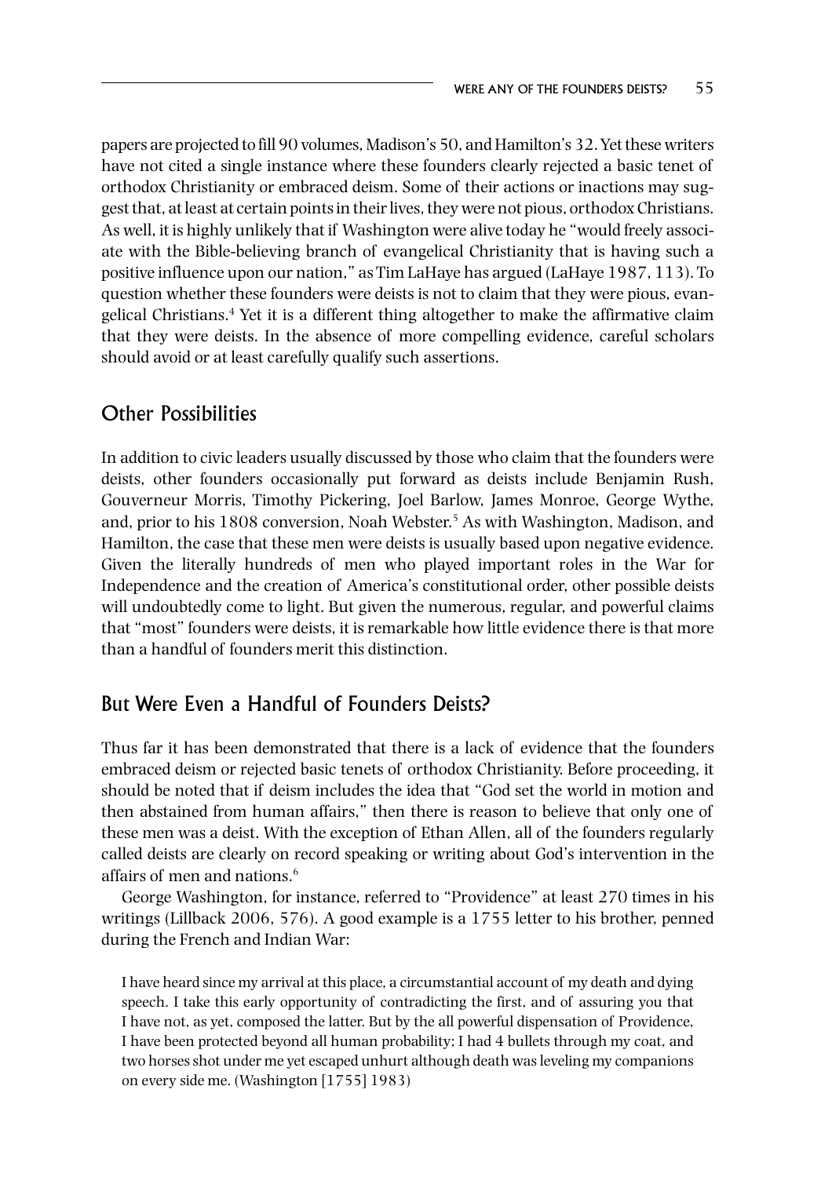papers are projected to fill 90 volumes, Madison's 50, and Hamilton's 32. Yet these writers have not cited a single instance where these founders clearly rejected a basic tenet of orthodox Christianity or embraced deism. Some of their actions or inactions may suggest that, at least at certain points in their lives, they were not pious, orthodox Christians. As well, it is highly unlikely that if Washington were alive today he "would freely associate with the Bible-believing branch of evangelical Christianity that is having such a positive influence upon our nation," as Tim LaHaye has argued (LaHaye 1987, 113). To question whether these founders were deists is not to claim that they were pious, evangelical Christians.[4] Yet it is a different thing altogether to make the affirmative claim that they were deists. In the absence of more compelling evidence, careful scholars should avoid or at least carefully qualify such assertions.

## Other Possibilities

In addition to civic leaders usually discussed by those who claim that the founders were deists, other founders occasionally put forward as deists include Benjamin Rush, Gouverneur Morris, Timothy Pickering, Joel Barlow, James Monroe, George Wythe, and, prior to his 1808 conversion, Noah Webster.[5] As with Washington, Madison, and Hamilton, the case that these men were deists is usually based upon negative evidence. Given the literally hundreds of men who played important roles in the War for Independence and the creation of America's constitutional order, other possible deists will undoubtedly come to light. But given the numerous, regular, and powerful claims that "most" founders were deists, it is remarkable how little evidence there is that more than a handful of founders merit this distinction.

## But Were Even a Handful of Founders Deists?

Thus far it has been demonstrated that there is a lack of evidence that the founders embraced deism or rejected basic tenets of orthodox Christianity. Before proceeding, it should be noted that if deism includes the idea that "God set the world in motion and then abstained from human affairs," then there is reason to believe that only one of these men was a deist. With the exception of Ethan Allen, all of the founders regularly called deists are clearly on record speaking or writing about God's intervention in the affairs of men and nations.[6]

George Washington, for instance, referred to "Providence" at least 270 times in his writings (Lillback 2006, 576). A good example is a 1755 letter to his brother, penned during the French and Indian War:

> I have heard since my arrival at this place, a circumstantial account of my death and dying speech. I take this early opportunity of contradicting the first, and of assuring you that I have not, as yet, composed the latter. But by the all powerful dispensation of Providence, I have been protected beyond all human probability; I had 4 bullets through my coat, and two horses shot under me yet escaped unhurt although death was leveling my companions on every side me. (Washington [1755] 1983)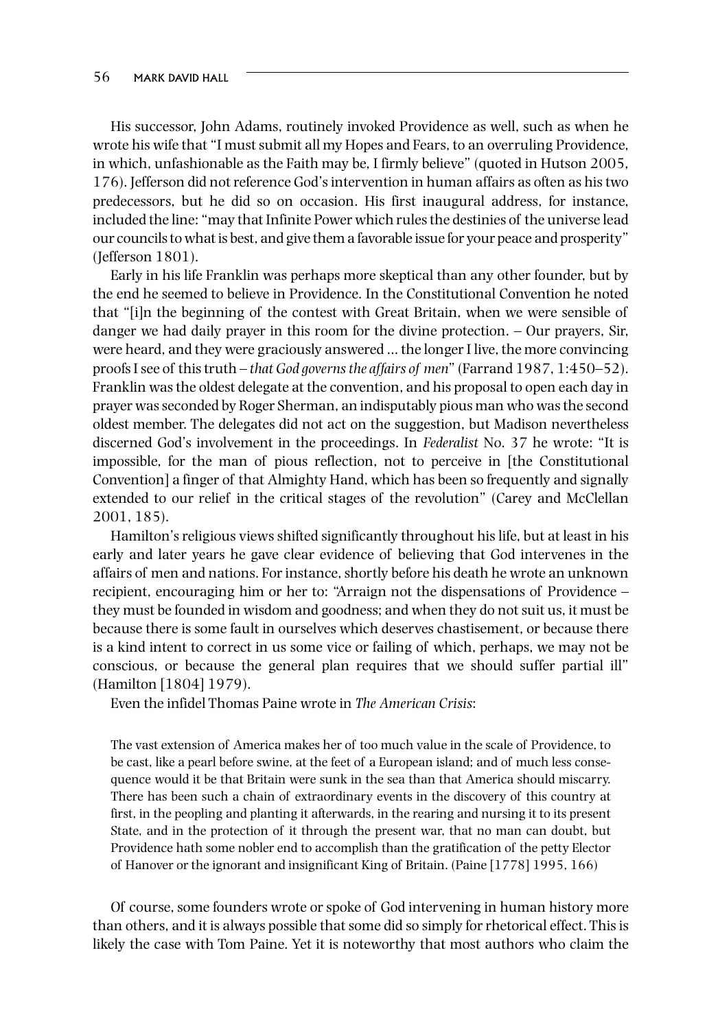His successor, John Adams, routinely invoked Providence as well, such as when he wrote his wife that "I must submit all my Hopes and Fears, to an overruling Providence, in which, unfashionable as the Faith may be, I firmly believe" (quoted in Hutson 2005, 176). Jefferson did not reference God's intervention in human affairs as often as his two predecessors, but he did so on occasion. His first inaugural address, for instance, included the line: "may that Infinite Power which rules the destinies of the universe lead our councils to what is best, and give them a favorable issue for your peace and prosperity" (Jefferson 1801).

Early in his life Franklin was perhaps more skeptical than any other founder, but by the end he seemed to believe in Providence. In the Constitutional Convention he noted that "[i]n the beginning of the contest with Great Britain, when we were sensible of danger we had daily prayer in this room for the divine protection. – Our prayers, Sir, were heard, and they were graciously answered … the longer I live, the more convincing proofs I see of this truth – *that God governs the affairs of men*" (Farrand 1987, 1:450–52). Franklin was the oldest delegate at the convention, and his proposal to open each day in prayer was seconded by Roger Sherman, an indisputably pious man who was the second oldest member. The delegates did not act on the suggestion, but Madison nevertheless discerned God's involvement in the proceedings. In *Federalist* No. 37 he wrote: "It is impossible, for the man of pious reflection, not to perceive in [the Constitutional Convention] a finger of that Almighty Hand, which has been so frequently and signally extended to our relief in the critical stages of the revolution" (Carey and McClellan 2001, 185).

Hamilton's religious views shifted significantly throughout his life, but at least in his early and later years he gave clear evidence of believing that God intervenes in the affairs of men and nations. For instance, shortly before his death he wrote an unknown recipient, encouraging him or her to: "Arraign not the dispensations of Providence – they must be founded in wisdom and goodness; and when they do not suit us, it must be because there is some fault in ourselves which deserves chastisement, or because there is a kind intent to correct in us some vice or failing of which, perhaps, we may not be conscious, or because the general plan requires that we should suffer partial ill" (Hamilton [1804] 1979).

Even the infidel Thomas Paine wrote in *The American Crisis*:

> The vast extension of America makes her of too much value in the scale of Providence, to be cast, like a pearl before swine, at the feet of a European island; and of much less consequence would it be that Britain were sunk in the sea than that America should miscarry. There has been such a chain of extraordinary events in the discovery of this country at first, in the peopling and planting it afterwards, in the rearing and nursing it to its present State, and in the protection of it through the present war, that no man can doubt, but Providence hath some nobler end to accomplish than the gratification of the petty Elector of Hanover or the ignorant and insignificant King of Britain. (Paine [1778] 1995, 166)

Of course, some founders wrote or spoke of God intervening in human history more than others, and it is always possible that some did so simply for rhetorical effect. This is likely the case with Tom Paine. Yet it is noteworthy that most authors who claim the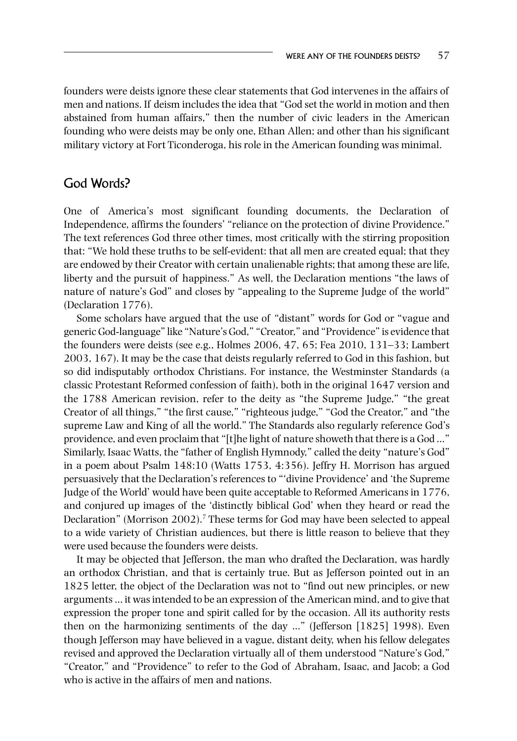founders were deists ignore these clear statements that God intervenes in the affairs of men and nations. If deism includes the idea that "God set the world in motion and then abstained from human affairs," then the number of civic leaders in the American founding who were deists may be only one, Ethan Allen; and other than his significant military victory at Fort Ticonderoga, his role in the American founding was minimal.

## God Words?

One of America's most significant founding documents, the Declaration of Independence, affirms the founders' "reliance on the protection of divine Providence." The text references God three other times, most critically with the stirring proposition that: "We hold these truths to be self-evident: that all men are created equal; that they are endowed by their Creator with certain unalienable rights; that among these are life, liberty and the pursuit of happiness." As well, the Declaration mentions "the laws of nature of nature's God" and closes by "appealing to the Supreme Judge of the world" (Declaration 1776).

Some scholars have argued that the use of "distant" words for God or "vague and generic God-language" like "Nature's God," "Creator," and "Providence" is evidence that the founders were deists (see e.g., Holmes 2006, 47, 65; Fea 2010, 131–33; Lambert 2003, 167). It may be the case that deists regularly referred to God in this fashion, but so did indisputably orthodox Christians. For instance, the Westminster Standards (a classic Protestant Reformed confession of faith), both in the original 1647 version and the 1788 American revision, refer to the deity as "the Supreme Judge," "the great Creator of all things," "the first cause," "righteous judge," "God the Creator," and "the supreme Law and King of all the world." The Standards also regularly reference God's providence, and even proclaim that "[t]he light of nature showeth that there is a God …" Similarly, Isaac Watts, the "father of English Hymnody," called the deity "nature's God" in a poem about Psalm 148:10 (Watts 1753, 4:356). Jeffry H. Morrison has argued persuasively that the Declaration's references to "'divine Providence' and 'the Supreme Judge of the World' would have been quite acceptable to Reformed Americans in 1776, and conjured up images of the 'distinctly biblical God' when they heard or read the Declaration" (Morrison 2002).[7] These terms for God may have been selected to appeal to a wide variety of Christian audiences, but there is little reason to believe that they were used because the founders were deists.

It may be objected that Jefferson, the man who drafted the Declaration, was hardly an orthodox Christian, and that is certainly true. But as Jefferson pointed out in an 1825 letter, the object of the Declaration was not to "find out new principles, or new arguments … it was intended to be an expression of the American mind, and to give that expression the proper tone and spirit called for by the occasion. All its authority rests then on the harmonizing sentiments of the day …" (Jefferson [1825] 1998). Even though Jefferson may have believed in a vague, distant deity, when his fellow delegates revised and approved the Declaration virtually all of them understood "Nature's God," "Creator," and "Providence" to refer to the God of Abraham, Isaac, and Jacob; a God who is active in the affairs of men and nations.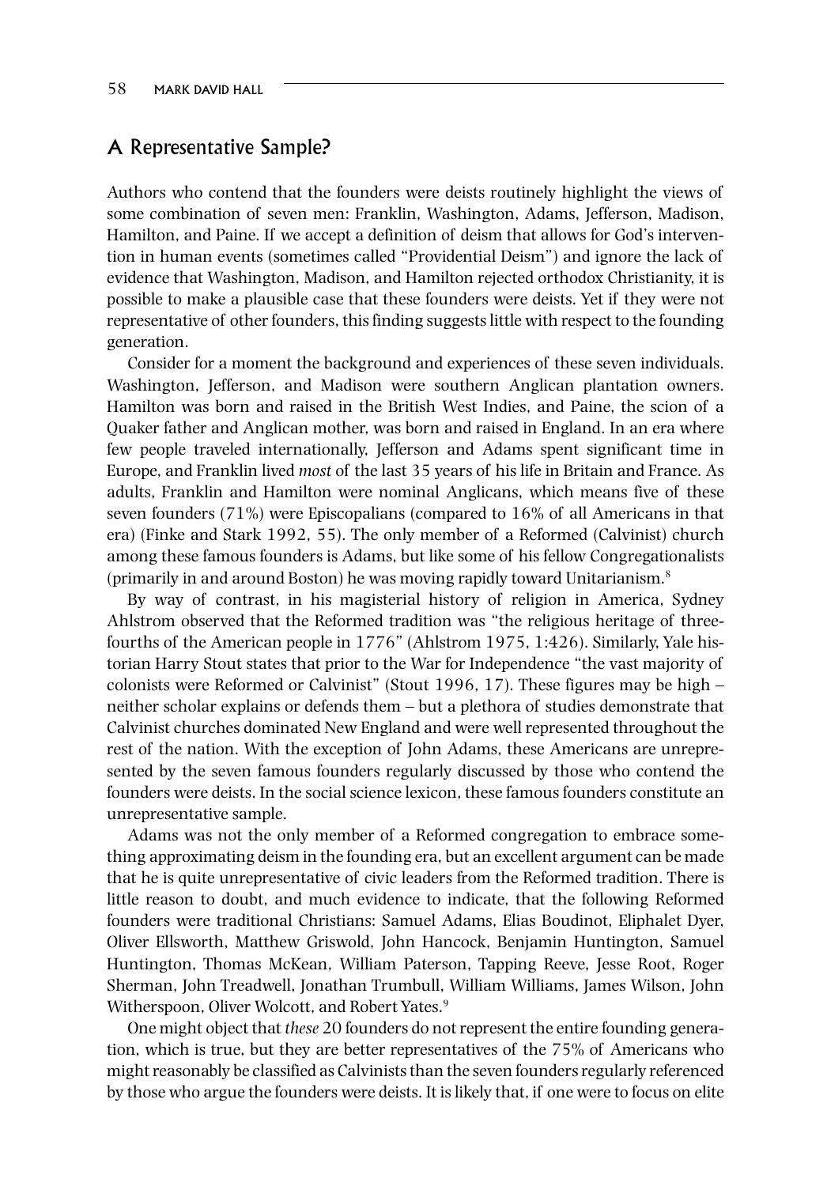## A Representative Sample?

Authors who contend that the founders were deists routinely highlight the views of some combination of seven men: Franklin, Washington, Adams, Jefferson, Madison, Hamilton, and Paine. If we accept a definition of deism that allows for God's intervention in human events (sometimes called "Providential Deism") and ignore the lack of evidence that Washington, Madison, and Hamilton rejected orthodox Christianity, it is possible to make a plausible case that these founders were deists. Yet if they were not representative of other founders, this finding suggests little with respect to the founding generation.

Consider for a moment the background and experiences of these seven individuals. Washington, Jefferson, and Madison were southern Anglican plantation owners. Hamilton was born and raised in the British West Indies, and Paine, the scion of a Quaker father and Anglican mother, was born and raised in England. In an era where few people traveled internationally, Jefferson and Adams spent significant time in Europe, and Franklin lived *most* of the last 35 years of his life in Britain and France. As adults, Franklin and Hamilton were nominal Anglicans, which means five of these seven founders (71%) were Episcopalians (compared to 16% of all Americans in that era) (Finke and Stark 1992, 55). The only member of a Reformed (Calvinist) church among these famous founders is Adams, but like some of his fellow Congregationalists (primarily in and around Boston) he was moving rapidly toward Unitarianism.[8]

By way of contrast, in his magisterial history of religion in America, Sydney Ahlstrom observed that the Reformed tradition was "the religious heritage of three-fourths of the American people in 1776" (Ahlstrom 1975, 1:426). Similarly, Yale historian Harry Stout states that prior to the War for Independence "the vast majority of colonists were Reformed or Calvinist" (Stout 1996, 17). These figures may be high – neither scholar explains or defends them – but a plethora of studies demonstrate that Calvinist churches dominated New England and were well represented throughout the rest of the nation. With the exception of John Adams, these Americans are unrepresented by the seven famous founders regularly discussed by those who contend the founders were deists. In the social science lexicon, these famous founders constitute an unrepresentative sample.

Adams was not the only member of a Reformed congregation to embrace something approximating deism in the founding era, but an excellent argument can be made that he is quite unrepresentative of civic leaders from the Reformed tradition. There is little reason to doubt, and much evidence to indicate, that the following Reformed founders were traditional Christians: Samuel Adams, Elias Boudinot, Eliphalet Dyer, Oliver Ellsworth, Matthew Griswold, John Hancock, Benjamin Huntington, Samuel Huntington, Thomas McKean, William Paterson, Tapping Reeve, Jesse Root, Roger Sherman, John Treadwell, Jonathan Trumbull, William Williams, James Wilson, John Witherspoon, Oliver Wolcott, and Robert Yates.[9]

One might object that *these* 20 founders do not represent the entire founding generation, which is true, but they are better representatives of the 75% of Americans who might reasonably be classified as Calvinists than the seven founders regularly referenced by those who argue the founders were deists. It is likely that, if one were to focus on elite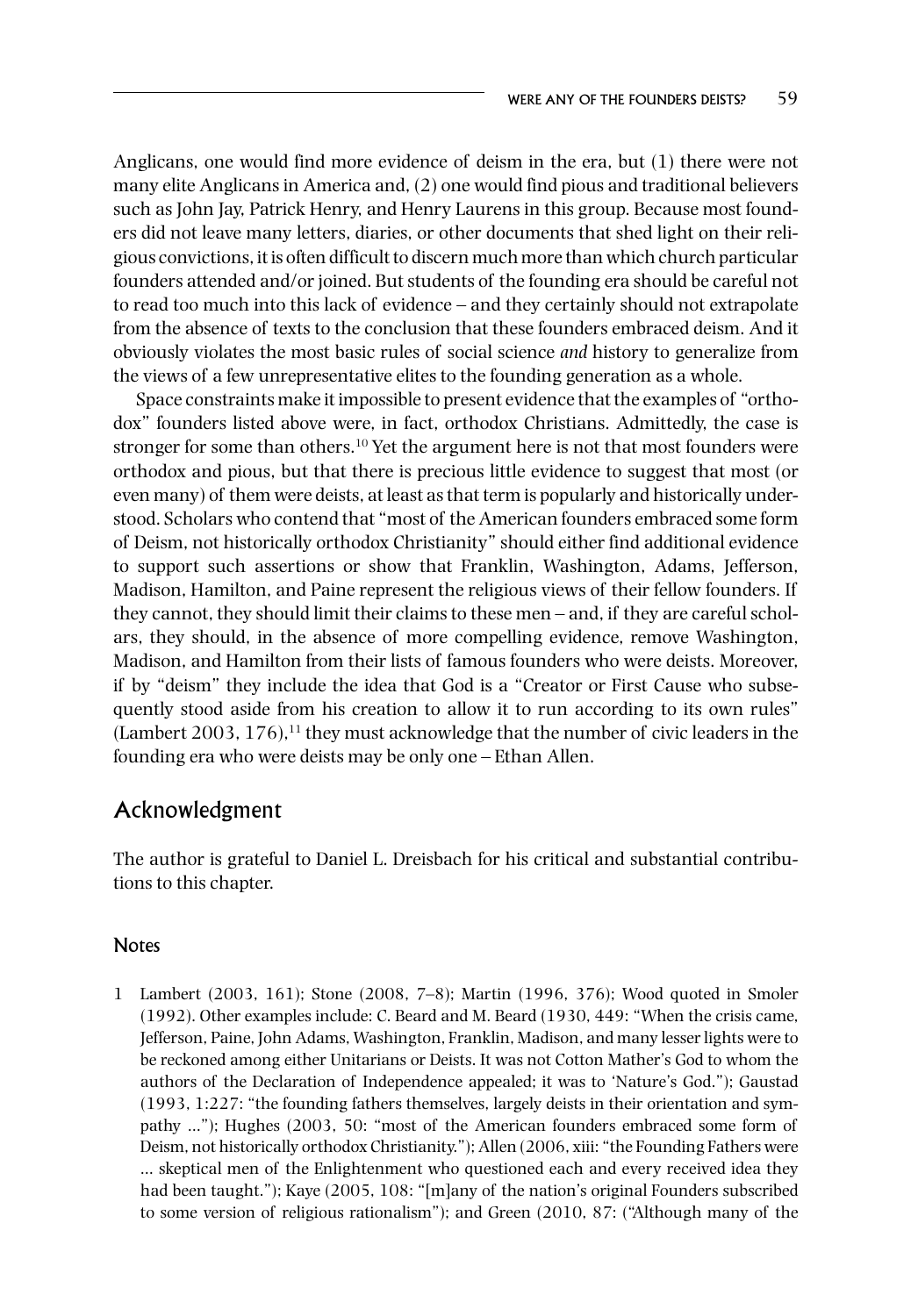Anglicans, one would find more evidence of deism in the era, but (1) there were not many elite Anglicans in America and, (2) one would find pious and traditional believers such as John Jay, Patrick Henry, and Henry Laurens in this group. Because most founders did not leave many letters, diaries, or other documents that shed light on their religious convictions, it is often difficult to discern much more than which church particular founders attended and/or joined. But students of the founding era should be careful not to read too much into this lack of evidence – and they certainly should not extrapolate from the absence of texts to the conclusion that these founders embraced deism. And it obviously violates the most basic rules of social science *and* history to generalize from the views of a few unrepresentative elites to the founding generation as a whole.

Space constraints make it impossible to present evidence that the examples of "orthodox" founders listed above were, in fact, orthodox Christians. Admittedly, the case is stronger for some than others.[10] Yet the argument here is not that most founders were orthodox and pious, but that there is precious little evidence to suggest that most (or even many) of them were deists, at least as that term is popularly and historically understood. Scholars who contend that "most of the American founders embraced some form of Deism, not historically orthodox Christianity" should either find additional evidence to support such assertions or show that Franklin, Washington, Adams, Jefferson, Madison, Hamilton, and Paine represent the religious views of their fellow founders. If they cannot, they should limit their claims to these men – and, if they are careful scholars, they should, in the absence of more compelling evidence, remove Washington, Madison, and Hamilton from their lists of famous founders who were deists. Moreover, if by "deism" they include the idea that God is a "Creator or First Cause who subsequently stood aside from his creation to allow it to run according to its own rules" (Lambert 2003, 176),[11] they must acknowledge that the number of civic leaders in the founding era who were deists may be only one – Ethan Allen.

## Acknowledgment

The author is grateful to Daniel L. Dreisbach for his critical and substantial contributions to this chapter.

### Notes

1 Lambert (2003, 161); Stone (2008, 7–8); Martin (1996, 376); Wood quoted in Smoler (1992). Other examples include: C. Beard and M. Beard (1930, 449: "When the crisis came, Jefferson, Paine, John Adams, Washington, Franklin, Madison, and many lesser lights were to be reckoned among either Unitarians or Deists. It was not Cotton Mather's God to whom the authors of the Declaration of Independence appealed; it was to 'Nature's God."); Gaustad (1993, 1:227: "the founding fathers themselves, largely deists in their orientation and sympathy …"); Hughes (2003, 50: "most of the American founders embraced some form of Deism, not historically orthodox Christianity."); Allen (2006, xiii: "the Founding Fathers were … skeptical men of the Enlightenment who questioned each and every received idea they had been taught."); Kaye (2005, 108: "[m]any of the nation's original Founders subscribed to some version of religious rationalism"); and Green (2010, 87: ("Although many of the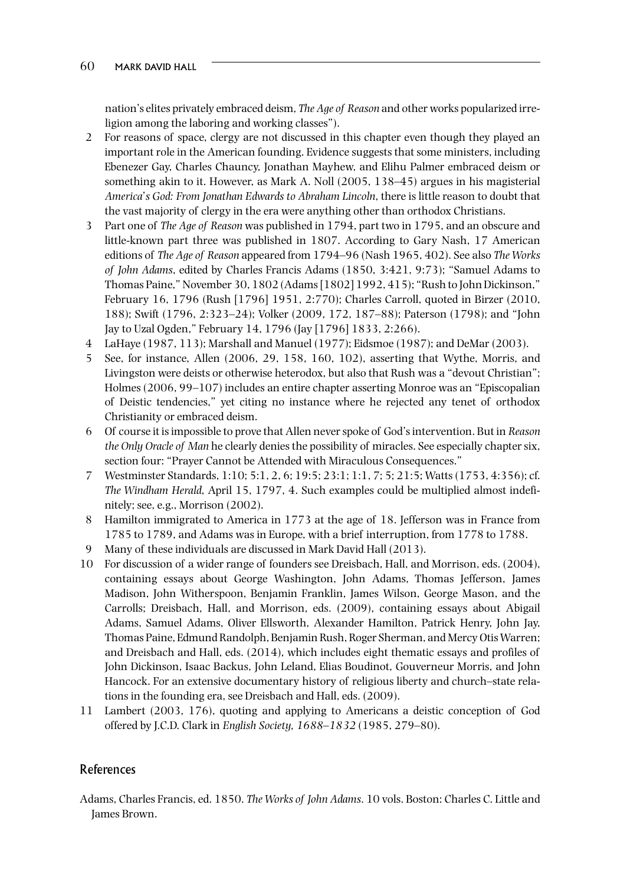nation's elites privately embraced deism, *The Age of Reason* and other works popularized irreligion among the laboring and working classes").

2 For reasons of space, clergy are not discussed in this chapter even though they played an important role in the American founding. Evidence suggests that some ministers, including Ebenezer Gay, Charles Chauncy, Jonathan Mayhew, and Elihu Palmer embraced deism or something akin to it. However, as Mark A. Noll (2005, 138–45) argues in his magisterial *America's God: From Jonathan Edwards to Abraham Lincoln*, there is little reason to doubt that the vast majority of clergy in the era were anything other than orthodox Christians.

3 Part one of *The Age of Reason* was published in 1794, part two in 1795, and an obscure and little-known part three was published in 1807. According to Gary Nash, 17 American editions of *The Age of Reason* appeared from 1794–96 (Nash 1965, 402). See also *The Works of John Adams*, edited by Charles Francis Adams (1850, 3:421, 9:73); "Samuel Adams to Thomas Paine," November 30, 1802 (Adams [1802] 1992, 415); "Rush to John Dickinson," February 16, 1796 (Rush [1796] 1951, 2:770); Charles Carroll, quoted in Birzer (2010, 188); Swift (1796, 2:323–24); Volker (2009, 172, 187–88); Paterson (1798); and "John Jay to Uzal Ogden," February 14, 1796 (Jay [1796] 1833, 2:266).

4 LaHaye (1987, 113); Marshall and Manuel (1977); Eidsmoe (1987); and DeMar (2003).

5 See, for instance, Allen (2006, 29, 158, 160, 102), asserting that Wythe, Morris, and Livingston were deists or otherwise heterodox, but also that Rush was a "devout Christian"; Holmes (2006, 99–107) includes an entire chapter asserting Monroe was an "Episcopalian of Deistic tendencies," yet citing no instance where he rejected any tenet of orthodox Christianity or embraced deism.

6 Of course it is impossible to prove that Allen never spoke of God's intervention. But in *Reason the Only Oracle of Man* he clearly denies the possibility of miracles. See especially chapter six, section four: "Prayer Cannot be Attended with Miraculous Consequences."

7 Westminster Standards, 1:10; 5:1, 2, 6; 19:5; 23:1; 1:1, 7; 5; 21:5; Watts (1753, 4:356); cf. *The Windham Herald*, April 15, 1797, 4. Such examples could be multiplied almost indefinitely; see, e.g., Morrison (2002).

8 Hamilton immigrated to America in 1773 at the age of 18. Jefferson was in France from 1785 to 1789, and Adams was in Europe, with a brief interruption, from 1778 to 1788.

9 Many of these individuals are discussed in Mark David Hall (2013).

10 For discussion of a wider range of founders see Dreisbach, Hall, and Morrison, eds. (2004), containing essays about George Washington, John Adams, Thomas Jefferson, James Madison, John Witherspoon, Benjamin Franklin, James Wilson, George Mason, and the Carrolls; Dreisbach, Hall, and Morrison, eds. (2009), containing essays about Abigail Adams, Samuel Adams, Oliver Ellsworth, Alexander Hamilton, Patrick Henry, John Jay, Thomas Paine, Edmund Randolph, Benjamin Rush, Roger Sherman, and Mercy Otis Warren; and Dreisbach and Hall, eds. (2014), which includes eight thematic essays and profiles of John Dickinson, Isaac Backus, John Leland, Elias Boudinot, Gouverneur Morris, and John Hancock. For an extensive documentary history of religious liberty and church–state relations in the founding era, see Dreisbach and Hall, eds. (2009).

11 Lambert (2003, 176), quoting and applying to Americans a deistic conception of God offered by J.C.D. Clark in *English Society, 1688–1832* (1985, 279–80).

## References

Adams, Charles Francis, ed. 1850. *The Works of John Adams*. 10 vols. Boston: Charles C. Little and James Brown.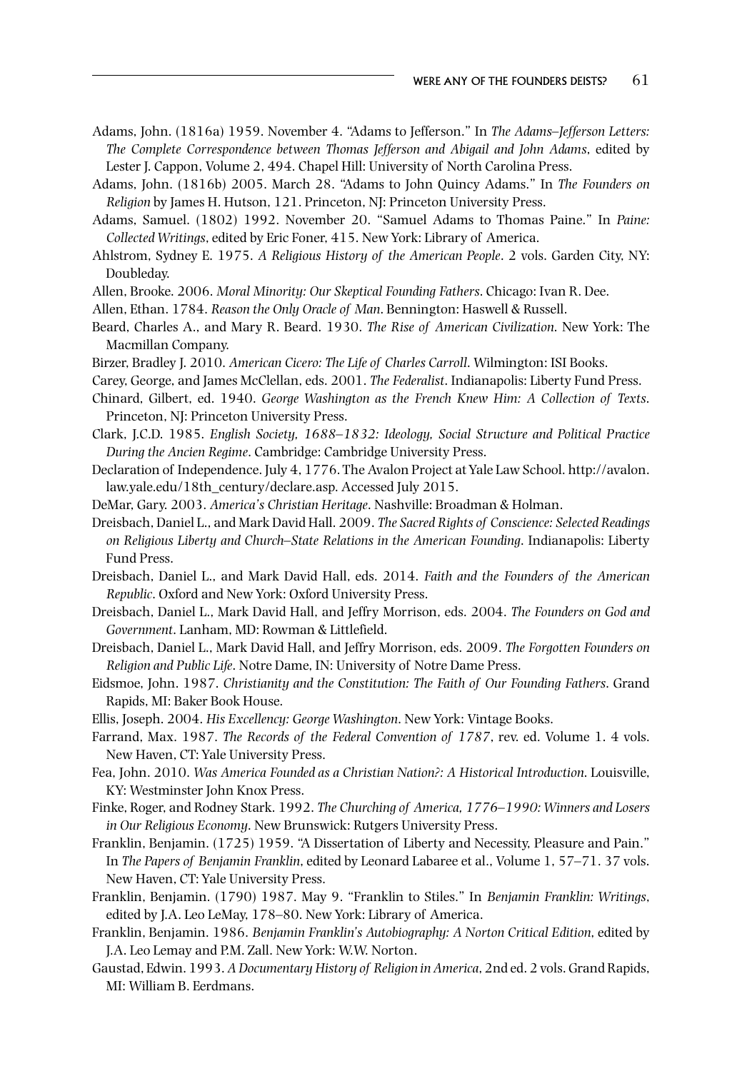Adams, John. (1816a) 1959. November 4. "Adams to Jefferson." In *The Adams–Jefferson Letters: The Complete Correspondence between Thomas Jefferson and Abigail and John Adams*, edited by Lester J. Cappon, Volume 2, 494. Chapel Hill: University of North Carolina Press.

Adams, John. (1816b) 2005. March 28. "Adams to John Quincy Adams." In *The Founders on Religion* by James H. Hutson, 121. Princeton, NJ: Princeton University Press.

Adams, Samuel. (1802) 1992. November 20. "Samuel Adams to Thomas Paine." In *Paine: Collected Writings*, edited by Eric Foner, 415. New York: Library of America.

Ahlstrom, Sydney E. 1975. *A Religious History of the American People*. 2 vols. Garden City, NY: Doubleday.

Allen, Brooke. 2006. *Moral Minority: Our Skeptical Founding Fathers*. Chicago: Ivan R. Dee.

Allen, Ethan. 1784. *Reason the Only Oracle of Man*. Bennington: Haswell & Russell.

Beard, Charles A., and Mary R. Beard. 1930. *The Rise of American Civilization*. New York: The Macmillan Company.

Birzer, Bradley J. 2010. *American Cicero: The Life of Charles Carroll*. Wilmington: ISI Books.

Carey, George, and James McClellan, eds. 2001. *The Federalist*. Indianapolis: Liberty Fund Press.

Chinard, Gilbert, ed. 1940. *George Washington as the French Knew Him: A Collection of Texts*. Princeton, NJ: Princeton University Press.

Clark, J.C.D. 1985. *English Society, 1688–1832: Ideology, Social Structure and Political Practice During the Ancien Regime*. Cambridge: Cambridge University Press.

Declaration of Independence. July 4, 1776. The Avalon Project at Yale Law School. http://avalon.law.yale.edu/18th_century/declare.asp. Accessed July 2015.

DeMar, Gary. 2003. *America's Christian Heritage*. Nashville: Broadman & Holman.

Dreisbach, Daniel L., and Mark David Hall. 2009. *The Sacred Rights of Conscience: Selected Readings on Religious Liberty and Church–State Relations in the American Founding*. Indianapolis: Liberty Fund Press.

Dreisbach, Daniel L., and Mark David Hall, eds. 2014. *Faith and the Founders of the American Republic*. Oxford and New York: Oxford University Press.

Dreisbach, Daniel L., Mark David Hall, and Jeffry Morrison, eds. 2004. *The Founders on God and Government*. Lanham, MD: Rowman & Littlefield.

Dreisbach, Daniel L., Mark David Hall, and Jeffry Morrison, eds. 2009. *The Forgotten Founders on Religion and Public Life*. Notre Dame, IN: University of Notre Dame Press.

Eidsmoe, John. 1987. *Christianity and the Constitution: The Faith of Our Founding Fathers*. Grand Rapids, MI: Baker Book House.

Ellis, Joseph. 2004. *His Excellency: George Washington*. New York: Vintage Books.

Farrand, Max. 1987. *The Records of the Federal Convention of 1787*, rev. ed. Volume 1. 4 vols. New Haven, CT: Yale University Press.

Fea, John. 2010. *Was America Founded as a Christian Nation?: A Historical Introduction*. Louisville, KY: Westminster John Knox Press.

Finke, Roger, and Rodney Stark. 1992. *The Churching of America, 1776–1990: Winners and Losers in Our Religious Economy*. New Brunswick: Rutgers University Press.

Franklin, Benjamin. (1725) 1959. "A Dissertation of Liberty and Necessity, Pleasure and Pain." In *The Papers of Benjamin Franklin*, edited by Leonard Labaree et al., Volume 1, 57–71. 37 vols. New Haven, CT: Yale University Press.

Franklin, Benjamin. (1790) 1987. May 9. "Franklin to Stiles." In *Benjamin Franklin: Writings*, edited by J.A. Leo LeMay, 178–80. New York: Library of America.

Franklin, Benjamin. 1986. *Benjamin Franklin's Autobiography: A Norton Critical Edition*, edited by J.A. Leo Lemay and P.M. Zall. New York: W.W. Norton.

Gaustad, Edwin. 1993. *A Documentary History of Religion in America*, 2nd ed. 2 vols. Grand Rapids, MI: William B. Eerdmans.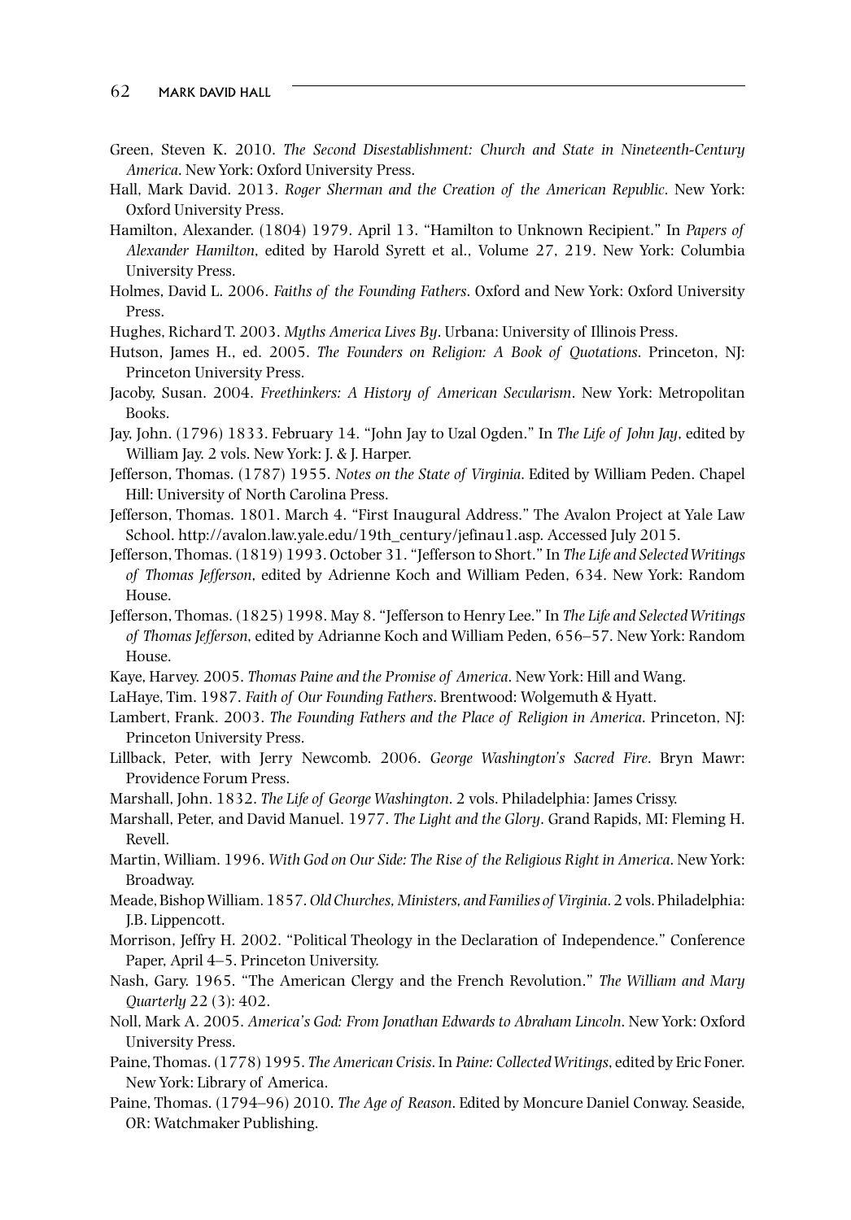Green, Steven K. 2010. *The Second Disestablishment: Church and State in Nineteenth-Century America*. New York: Oxford University Press.

Hall, Mark David. 2013. *Roger Sherman and the Creation of the American Republic*. New York: Oxford University Press.

Hamilton, Alexander. (1804) 1979. April 13. "Hamilton to Unknown Recipient." In *Papers of Alexander Hamilton*, edited by Harold Syrett et al., Volume 27, 219. New York: Columbia University Press.

Holmes, David L. 2006. *Faiths of the Founding Fathers*. Oxford and New York: Oxford University Press.

Hughes, Richard T. 2003. *Myths America Lives By*. Urbana: University of Illinois Press.

Hutson, James H., ed. 2005. *The Founders on Religion: A Book of Quotations*. Princeton, NJ: Princeton University Press.

Jacoby, Susan. 2004. *Freethinkers: A History of American Secularism*. New York: Metropolitan Books.

Jay, John. (1796) 1833. February 14. "John Jay to Uzal Ogden." In *The Life of John Jay*, edited by William Jay. 2 vols. New York: J. & J. Harper.

Jefferson, Thomas. (1787) 1955. *Notes on the State of Virginia*. Edited by William Peden. Chapel Hill: University of North Carolina Press.

Jefferson, Thomas. 1801. March 4. "First Inaugural Address." The Avalon Project at Yale Law School. http://avalon.law.yale.edu/19th_century/jefinau1.asp. Accessed July 2015.

Jefferson, Thomas. (1819) 1993. October 31. "Jefferson to Short." In *The Life and Selected Writings of Thomas Jefferson*, edited by Adrienne Koch and William Peden, 634. New York: Random House.

Jefferson, Thomas. (1825) 1998. May 8. "Jefferson to Henry Lee." In *The Life and Selected Writings of Thomas Jefferson*, edited by Adrianne Koch and William Peden, 656–57. New York: Random House.

Kaye, Harvey. 2005. *Thomas Paine and the Promise of America*. New York: Hill and Wang.

LaHaye, Tim. 1987. *Faith of Our Founding Fathers*. Brentwood: Wolgemuth & Hyatt.

Lambert, Frank. 2003. *The Founding Fathers and the Place of Religion in America*. Princeton, NJ: Princeton University Press.

Lillback, Peter, with Jerry Newcomb. 2006. *George Washington's Sacred Fire*. Bryn Mawr: Providence Forum Press.

Marshall, John. 1832. *The Life of George Washington*. 2 vols. Philadelphia: James Crissy.

Marshall, Peter, and David Manuel. 1977. *The Light and the Glory*. Grand Rapids, MI: Fleming H. Revell.

Martin, William. 1996. *With God on Our Side: The Rise of the Religious Right in America*. New York: Broadway.

Meade, Bishop William. 1857. *Old Churches, Ministers, and Families of Virginia*. 2 vols. Philadelphia: J.B. Lippencott.

Morrison, Jeffry H. 2002. "Political Theology in the Declaration of Independence." Conference Paper, April 4–5. Princeton University.

Nash, Gary. 1965. "The American Clergy and the French Revolution." *The William and Mary Quarterly* 22 (3): 402.

Noll, Mark A. 2005. *America's God: From Jonathan Edwards to Abraham Lincoln*. New York: Oxford University Press.

Paine, Thomas. (1778) 1995. *The American Crisis*. In *Paine: Collected Writings*, edited by Eric Foner. New York: Library of America.

Paine, Thomas. (1794–96) 2010. *The Age of Reason*. Edited by Moncure Daniel Conway. Seaside, OR: Watchmaker Publishing.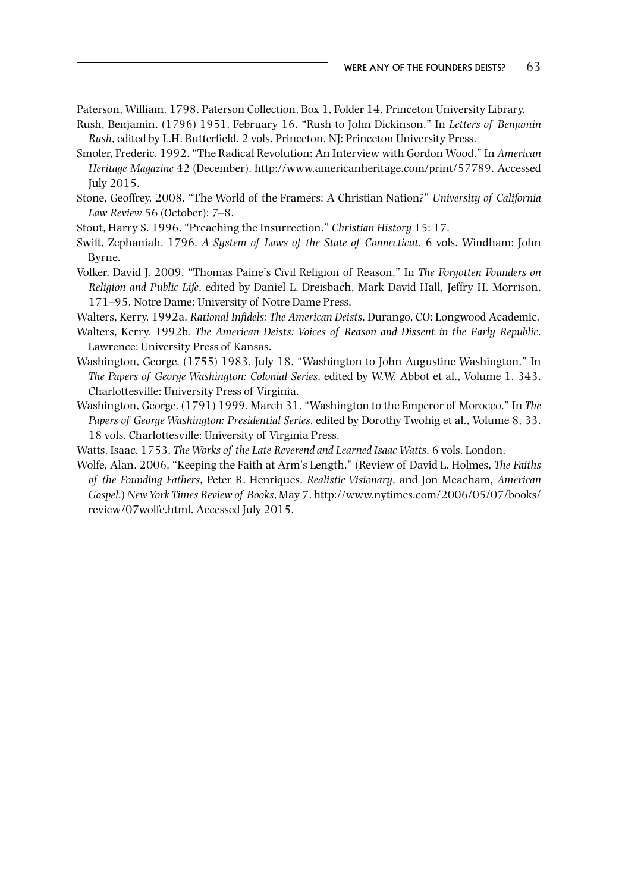Paterson, William. 1798. Paterson Collection, Box 1, Folder 14. Princeton University Library.

Rush, Benjamin. (1796) 1951. February 16. "Rush to John Dickinson." In *Letters of Benjamin Rush*, edited by L.H. Butterfield. 2 vols. Princeton, NJ: Princeton University Press.

Smoler, Frederic. 1992. "The Radical Revolution: An Interview with Gordon Wood." In *American Heritage Magazine* 42 (December). http://www.americanheritage.com/print/57789. Accessed July 2015.

Stone, Geoffrey. 2008. "The World of the Framers: A Christian Nation?" *University of California Law Review* 56 (October): 7–8.

Stout, Harry S. 1996. "Preaching the Insurrection." *Christian History* 15: 17.

Swift, Zephaniah. 1796. *A System of Laws of the State of Connecticut*. 6 vols. Windham: John Byrne.

Volker, David J. 2009. "Thomas Paine's Civil Religion of Reason." In *The Forgotten Founders on Religion and Public Life*, edited by Daniel L. Dreisbach, Mark David Hall, Jeffry H. Morrison, 171–95. Notre Dame: University of Notre Dame Press.

Walters, Kerry. 1992a. *Rational Infidels: The American Deists*. Durango, CO: Longwood Academic.

Walters, Kerry. 1992b. *The American Deists: Voices of Reason and Dissent in the Early Republic*. Lawrence: University Press of Kansas.

Washington, George. (1755) 1983. July 18. "Washington to John Augustine Washington." In *The Papers of George Washington: Colonial Series*, edited by W.W. Abbot et al., Volume 1, 343. Charlottesville: University Press of Virginia.

Washington, George. (1791) 1999. March 31. "Washington to the Emperor of Morocco." In *The Papers of George Washington: Presidential Series*, edited by Dorothy Twohig et al., Volume 8, 33. 18 vols. Charlottesville: University of Virginia Press.

Watts, Isaac. 1753. *The Works of the Late Reverend and Learned Isaac Watts*. 6 vols. London.

Wolfe, Alan. 2006. "Keeping the Faith at Arm's Length." (Review of David L. Holmes, *The Faiths of the Founding Fathers*, Peter R. Henriques, *Realistic Visionary*, and Jon Meacham, *American Gospel*.) *New York Times Review of Books*, May 7. http://www.nytimes.com/2006/05/07/books/review/07wolfe.html. Accessed July 2015.